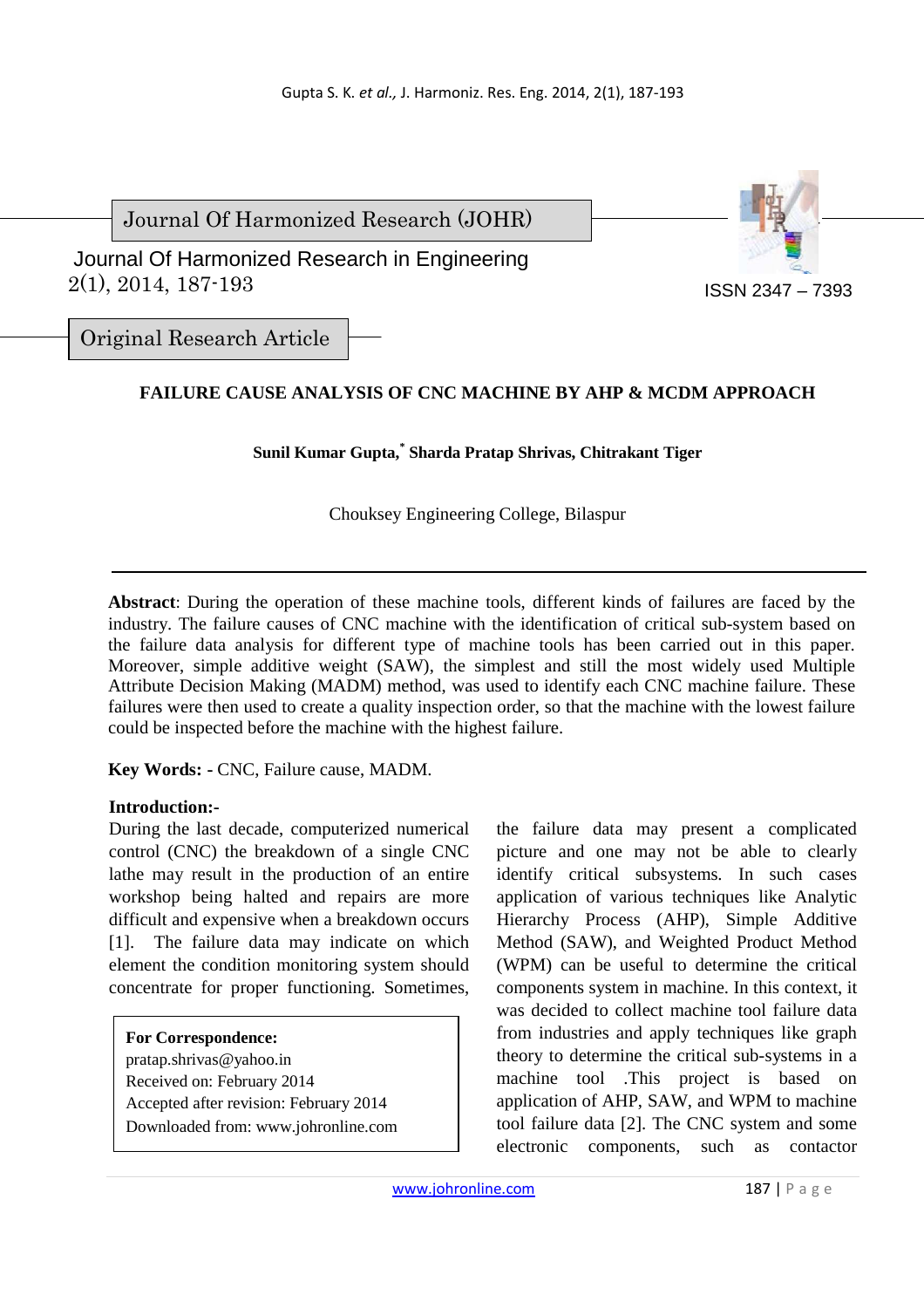Journal Of Harmonized Research (JOHR)

Journal Of Harmonized Research in Engineering
2(1), 2014, 187-193

ISSN 2347 – 7393

Original Research Article

# FAILURE CAUSE ANALYSIS OF CNC MACHINE BY AHP & MCDM APPROACH

**Sunil Kumar Gupta,* Sharda Pratap Shrivas, Chitrakant Tiger**

Chouksey Engineering College, Bilaspur

---

**Abstract**: During the operation of these machine tools, different kinds of failures are faced by the industry. The failure causes of CNC machine with the identification of critical sub-system based on the failure data analysis for different type of machine tools has been carried out in this paper. Moreover, simple additive weight (SAW), the simplest and still the most widely used Multiple Attribute Decision Making (MADM) method, was used to identify each CNC machine failure. These failures were then used to create a quality inspection order, so that the machine with the lowest failure could be inspected before the machine with the highest failure.

**Key Words: -** CNC, Failure cause, MADM.

**Introduction:-**

During the last decade, computerized numerical control (CNC) the breakdown of a single CNC lathe may result in the production of an entire workshop being halted and repairs are more difficult and expensive when a breakdown occurs [1]. The failure data may indicate on which element the condition monitoring system should concentrate for proper functioning. Sometimes, the failure data may present a complicated picture and one may not be able to clearly identify critical subsystems. In such cases application of various techniques like Analytic Hierarchy Process (AHP), Simple Additive Method (SAW), and Weighted Product Method (WPM) can be useful to determine the critical components system in machine. In this context, it was decided to collect machine tool failure data from industries and apply techniques like graph theory to determine the critical sub-systems in a machine tool .This project is based on application of AHP, SAW, and WPM to machine tool failure data [2]. The CNC system and some electronic components, such as contactor

**For Correspondence:**
pratap.shrivas@yahoo.in
Received on: February 2014
Accepted after revision: February 2014
Downloaded from: www.johronline.com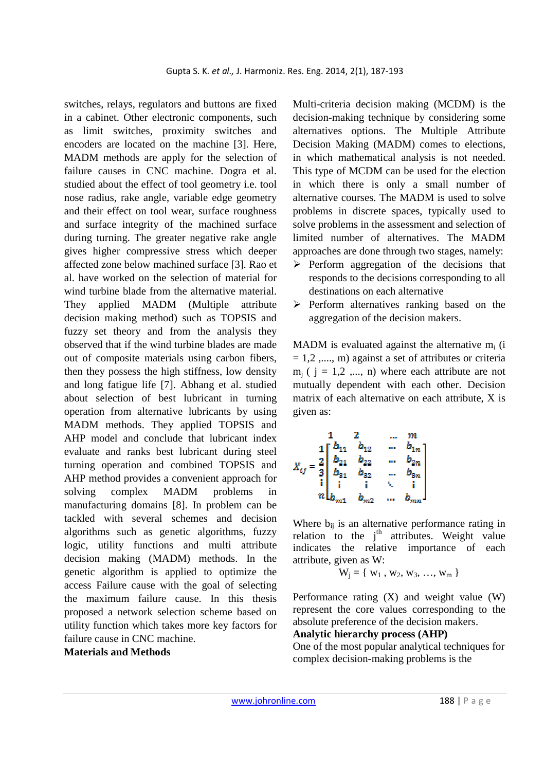switches, relays, regulators and buttons are fixed in a cabinet. Other electronic components, such as limit switches, proximity switches and encoders are located on the machine [3]. Here, MADM methods are apply for the selection of failure causes in CNC machine. Dogra et al. studied about the effect of tool geometry i.e. tool nose radius, rake angle, variable edge geometry and their effect on tool wear, surface roughness and surface integrity of the machined surface during turning. The greater negative rake angle gives higher compressive stress which deeper affected zone below machined surface [3]. Rao et al. have worked on the selection of material for wind turbine blade from the alternative material. They applied MADM (Multiple attribute decision making method) such as TOPSIS and fuzzy set theory and from the analysis they observed that if the wind turbine blades are made out of composite materials using carbon fibers, then they possess the high stiffness, low density and long fatigue life [7]. Abhang et al. studied about selection of best lubricant in turning operation from alternative lubricants by using MADM methods. They applied TOPSIS and AHP model and conclude that lubricant index evaluate and ranks best lubricant during steel turning operation and combined TOPSIS and AHP method provides a convenient approach for solving complex MADM problems in manufacturing domains [8]. In problem can be tackled with several schemes and decision algorithms such as genetic algorithms, fuzzy logic, utility functions and multi attribute decision making (MADM) methods. In the genetic algorithm is applied to optimize the access Failure cause with the goal of selecting the maximum failure cause. In this thesis proposed a network selection scheme based on utility function which takes more key factors for failure cause in CNC machine.

**Materials and Methods**

Multi-criteria decision making (MCDM) is the decision-making technique by considering some alternatives options. The Multiple Attribute Decision Making (MADM) comes to elections, in which mathematical analysis is not needed. This type of MCDM can be used for the election in which there is only a small number of alternative courses. The MADM is used to solve problems in discrete spaces, typically used to solve problems in the assessment and selection of limited number of alternatives. The MADM approaches are done through two stages, namely:

- Perform aggregation of the decisions that responds to the decisions corresponding to all destinations on each alternative
- Perform alternatives ranking based on the aggregation of the decision makers.

MADM is evaluated against the alternative $m_i$ ($i = 1,2, \ldots, m$) against a set of attributes or criteria $m_j$ ($j = 1,2, \ldots, n$) where each attribute are not mutually dependent with each other. Decision matrix of each alternative on each attribute, X is given as:

$$X_{ij} = \begin{array}{c} \\ 1 \\ 2 \\ 3 \\ \vdots \\ n \end{array} \begin{array}{c} \begin{array}{cccc} 1 & 2 & \ldots & m \end{array} \\ \begin{bmatrix} b_{11} & b_{12} & \ldots & b_{1n} \\ b_{21} & b_{22} & \ldots & b_{2n} \\ b_{31} & b_{32} & \ldots & b_{3n} \\ \vdots & \vdots & \ddots & \vdots \\ b_{m1} & b_{m2} & \ldots & b_{mn} \end{bmatrix} \end{array}$$

Where $b_{ij}$ is an alternative performance rating in relation to the $j^{th}$ attributes. Weight value indicates the relative importance of each attribute, given as W:

$$W_j = \{ w_1, w_2, w_3, \ldots, w_m \}$$

Performance rating (X) and weight value (W) represent the core values corresponding to the absolute preference of the decision makers.

**Analytic hierarchy process (AHP)**

One of the most popular analytical techniques for complex decision-making problems is the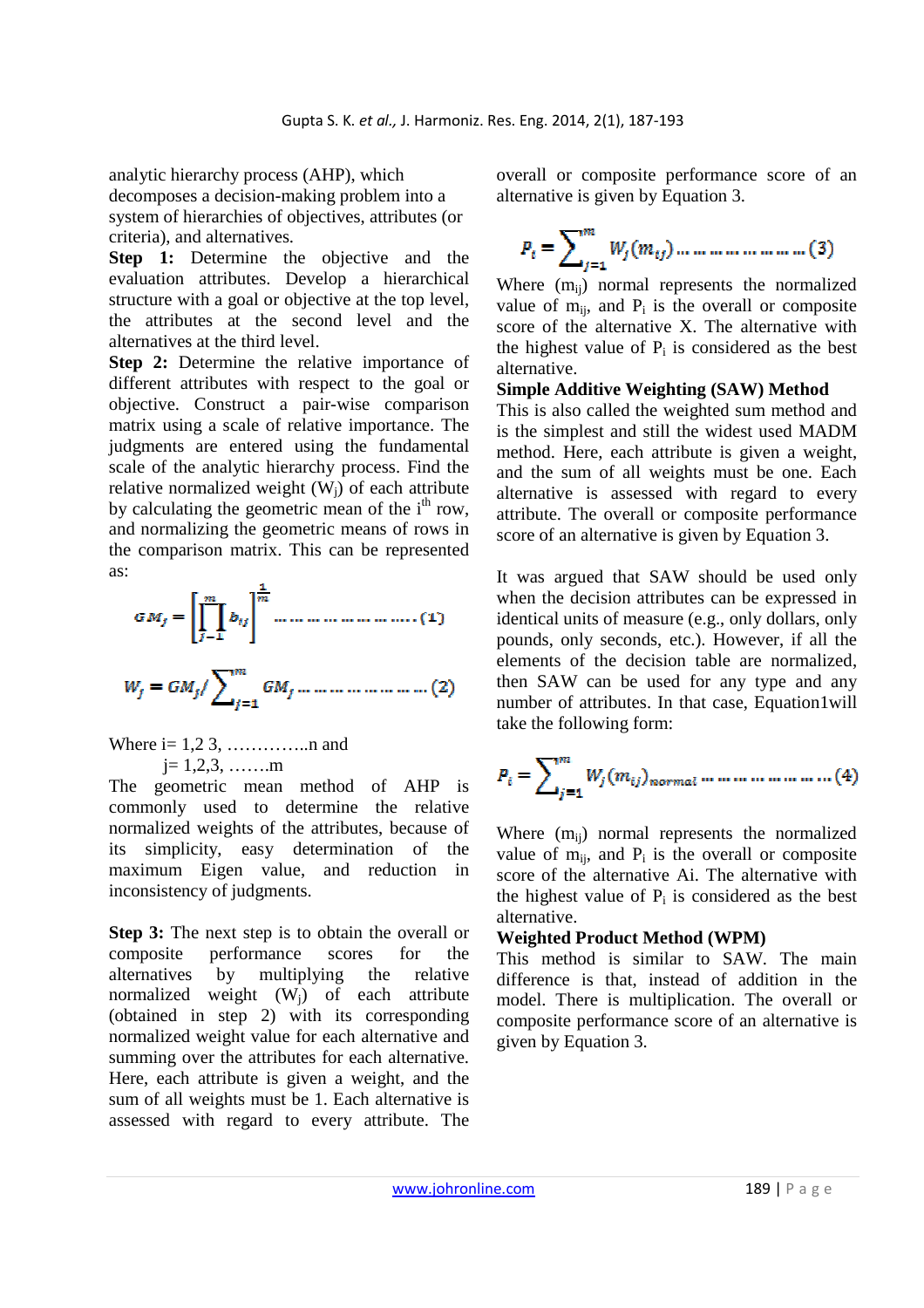analytic hierarchy process (AHP), which decomposes a decision-making problem into a system of hierarchies of objectives, attributes (or criteria), and alternatives.

**Step 1:** Determine the objective and the evaluation attributes. Develop a hierarchical structure with a goal or objective at the top level, the attributes at the second level and the alternatives at the third level.

**Step 2:** Determine the relative importance of different attributes with respect to the goal or objective. Construct a pair-wise comparison matrix using a scale of relative importance. The judgments are entered using the fundamental scale of the analytic hierarchy process. Find the relative normalized weight ($W_j$) of each attribute by calculating the geometric mean of the $i^{th}$ row, and normalizing the geometric means of rows in the comparison matrix. This can be represented as:

$$GM_j = \left[\prod_{j=1}^{m} b_{ij}\right]^{\frac{1}{m}} \quad \ldots\ldots\ldots\ldots\ldots\ldots\ldots\ldots (1)$$

$$W_j = GM_j / \sum_{j=1}^{m} GM_j \quad \ldots\ldots\ldots\ldots\ldots\ldots\ldots (2)$$

Where i= 1,2 3, …………..n and
j= 1,2,3, …….m

The geometric mean method of AHP is commonly used to determine the relative normalized weights of the attributes, because of its simplicity, easy determination of the maximum Eigen value, and reduction in inconsistency of judgments.

**Step 3:** The next step is to obtain the overall or composite performance scores for the alternatives by multiplying the relative normalized weight ($W_j$) of each attribute (obtained in step 2) with its corresponding normalized weight value for each alternative and summing over the attributes for each alternative. Here, each attribute is given a weight, and the sum of all weights must be 1. Each alternative is assessed with regard to every attribute. The overall or composite performance score of an alternative is given by Equation 3.

$$P_i = \sum_{j=1}^{m} W_j (m_{ij}) \quad \ldots\ldots\ldots\ldots\ldots\ldots\ldots (3)$$

Where ($m_{ij}$) normal represents the normalized value of $m_{ij}$, and $P_i$ is the overall or composite score of the alternative X. The alternative with the highest value of $P_i$ is considered as the best alternative.

**Simple Additive Weighting (SAW) Method**

This is also called the weighted sum method and is the simplest and still the widest used MADM method. Here, each attribute is given a weight, and the sum of all weights must be one. Each alternative is assessed with regard to every attribute. The overall or composite performance score of an alternative is given by Equation 3.

It was argued that SAW should be used only when the decision attributes can be expressed in identical units of measure (e.g., only dollars, only pounds, only seconds, etc.). However, if all the elements of the decision table are normalized, then SAW can be used for any type and any number of attributes. In that case, Equation1will take the following form:

$$P_i = \sum_{j=1}^{m} W_j (m_{ij})_{normal} \quad \ldots\ldots\ldots\ldots\ldots\ldots\ldots (4)$$

Where ($m_{ij}$) normal represents the normalized value of $m_{ij}$, and $P_i$ is the overall or composite score of the alternative Ai. The alternative with the highest value of $P_i$ is considered as the best alternative.

**Weighted Product Method (WPM)**

This method is similar to SAW. The main difference is that, instead of addition in the model. There is multiplication. The overall or composite performance score of an alternative is given by Equation 3.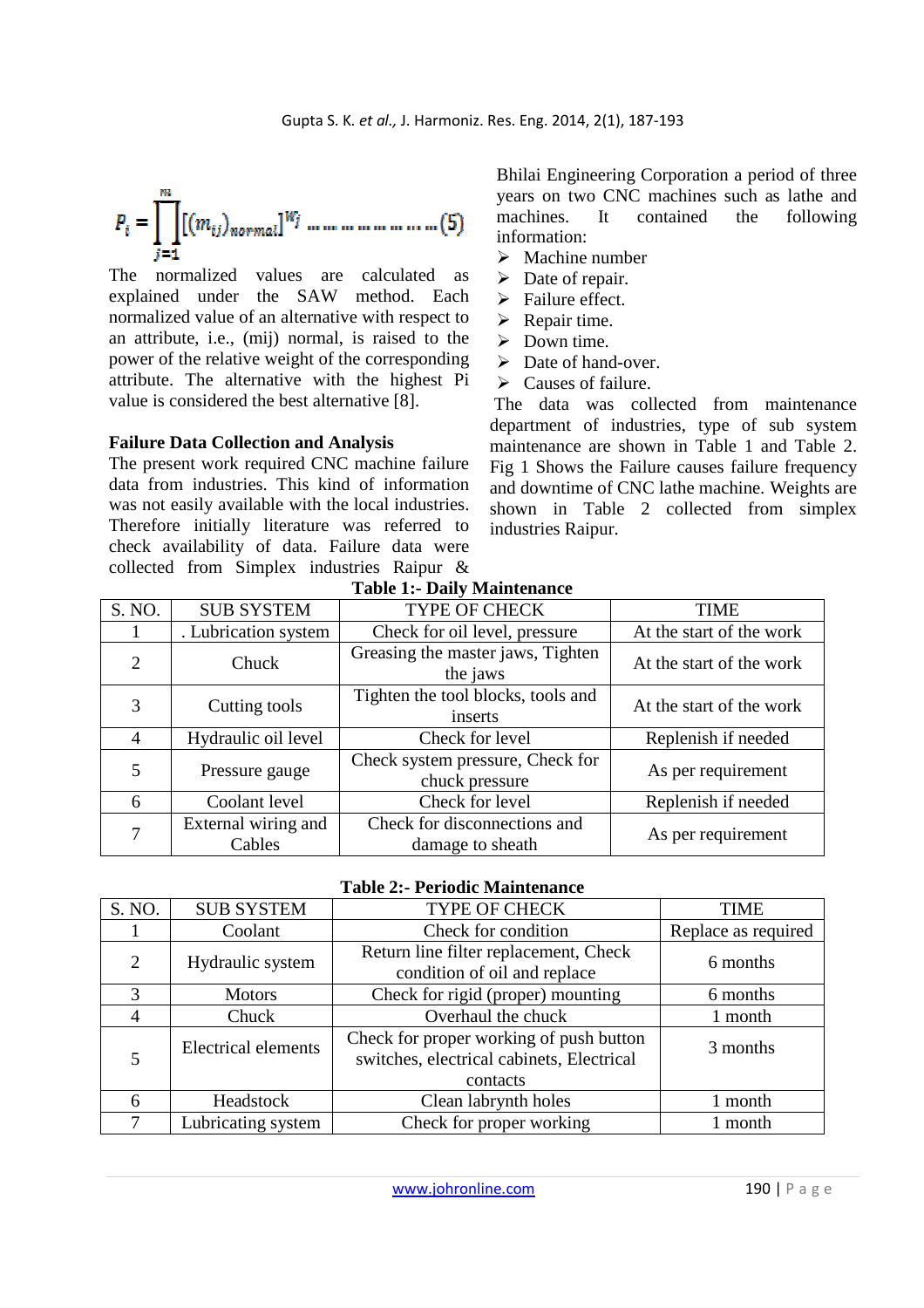$$P_i = \prod_{j=1}^{m} [(m_{ij})_{normal}]^{W_j} \ldots\ldots\ldots\ldots\ldots\ldots\ldots (5)$$

The normalized values are calculated as explained under the SAW method. Each normalized value of an alternative with respect to an attribute, i.e., (mij) normal, is raised to the power of the relative weight of the corresponding attribute. The alternative with the highest Pi value is considered the best alternative [8].

**Failure Data Collection and Analysis**

The present work required CNC machine failure data from industries. This kind of information was not easily available with the local industries. Therefore initially literature was referred to check availability of data. Failure data were collected from Simplex industries Raipur & Bhilai Engineering Corporation a period of three years on two CNC machines such as lathe and machines. It contained the following information:

- Machine number
- Date of repair.
- Failure effect.
- Repair time.
- Down time.
- Date of hand-over.
- Causes of failure.

The data was collected from maintenance department of industries, type of sub system maintenance are shown in Table 1 and Table 2. Fig 1 Shows the Failure causes failure frequency and downtime of CNC lathe machine. Weights are shown in Table 2 collected from simplex industries Raipur.

**Table 1:- Daily Maintenance**

| S. NO. | SUB SYSTEM | TYPE OF CHECK | TIME |
|---|---|---|---|
| 1 | . Lubrication system | Check for oil level, pressure | At the start of the work |
| 2 | Chuck | Greasing the master jaws, Tighten the jaws | At the start of the work |
| 3 | Cutting tools | Tighten the tool blocks, tools and inserts | At the start of the work |
| 4 | Hydraulic oil level | Check for level | Replenish if needed |
| 5 | Pressure gauge | Check system pressure, Check for chuck pressure | As per requirement |
| 6 | Coolant level | Check for level | Replenish if needed |
| 7 | External wiring and Cables | Check for disconnections and damage to sheath | As per requirement |

**Table 2:- Periodic Maintenance**

| S. NO. | SUB SYSTEM | TYPE OF CHECK | TIME |
|---|---|---|---|
| 1 | Coolant | Check for condition | Replace as required |
| 2 | Hydraulic system | Return line filter replacement, Check condition of oil and replace | 6 months |
| 3 | Motors | Check for rigid (proper) mounting | 6 months |
| 4 | Chuck | Overhaul the chuck | 1 month |
| 5 | Electrical elements | Check for proper working of push button switches, electrical cabinets, Electrical contacts | 3 months |
| 6 | Headstock | Clean labrynth holes | 1 month |
| 7 | Lubricating system | Check for proper working | 1 month |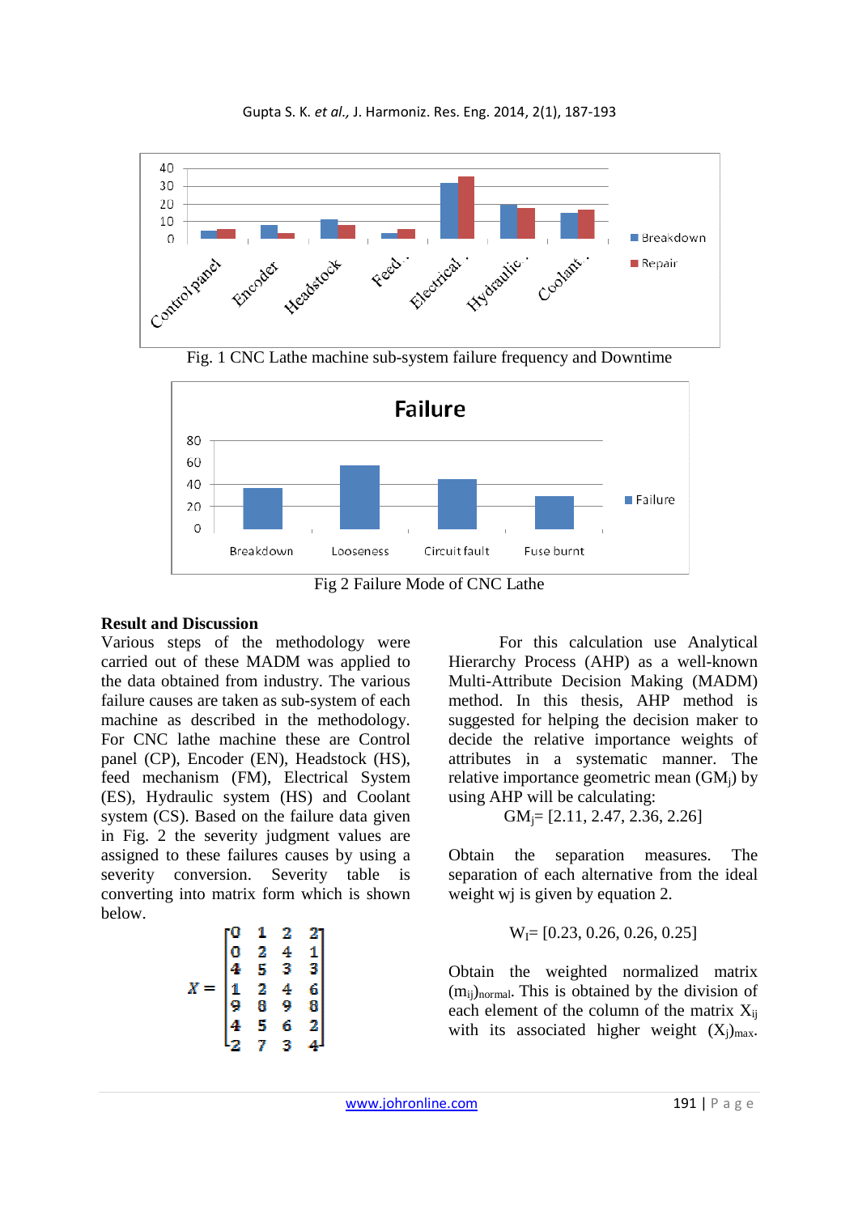Fig. 1 CNC Lathe machine sub-system failure frequency and Downtime

Fig 2 Failure Mode of CNC Lathe

**Result and Discussion**

Various steps of the methodology were carried out of these MADM was applied to the data obtained from industry. The various failure causes are taken as sub-system of each machine as described in the methodology. For CNC lathe machine these are Control panel (CP), Encoder (EN), Headstock (HS), feed mechanism (FM), Electrical System (ES), Hydraulic system (HS) and Coolant system (CS). Based on the failure data given in Fig. 2 the severity judgment values are assigned to these failures causes by using a severity conversion. Severity table is converting into matrix form which is shown below.

$$X = \begin{bmatrix} 0 & 1 & 2 & 2 \\ 0 & 2 & 4 & 1 \\ 4 & 5 & 3 & 3 \\ 1 & 2 & 4 & 6 \\ 9 & 8 & 9 & 8 \\ 4 & 5 & 6 & 2 \\ 2 & 7 & 3 & 4 \end{bmatrix}$$

For this calculation use Analytical Hierarchy Process (AHP) as a well-known Multi-Attribute Decision Making (MADM) method. In this thesis, AHP method is suggested for helping the decision maker to decide the relative importance weights of attributes in a systematic manner. The relative importance geometric mean ($GM_j$) by using AHP will be calculating:

$$GM_j = [2.11, 2.47, 2.36, 2.26]$$

Obtain the separation measures. The separation of each alternative from the ideal weight wj is given by equation 2.

$$W_I = [0.23, 0.26, 0.26, 0.25]$$

Obtain the weighted normalized matrix $(m_{ij})_{normal}$. This is obtained by the division of each element of the column of the matrix $X_{ij}$ with its associated higher weight $(X_j)_{max}$.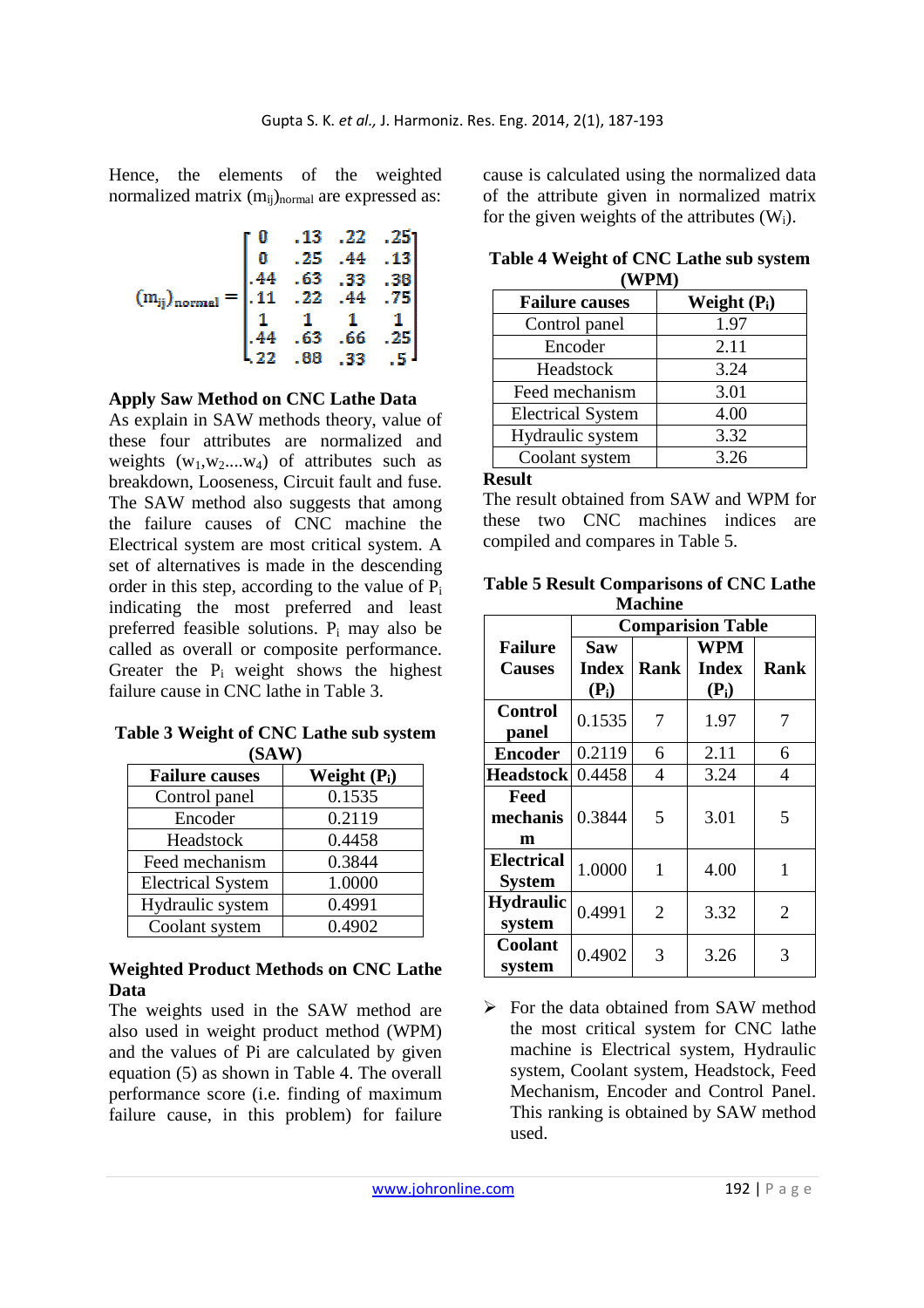Hence, the elements of the weighted normalized matrix $(m_{ij})_{normal}$ are expressed as:

$$(m_{ij})_{normal} = \begin{bmatrix} 0 & .13 & .22 & .25 \\ 0 & .25 & .44 & .13 \\ .44 & .63 & .33 & .38 \\ .11 & .22 & .44 & .75 \\ 1 & 1 & 1 & 1 \\ .44 & .63 & .66 & .25 \\ .22 & .88 & .33 & .5 \end{bmatrix}$$

**Apply Saw Method on CNC Lathe Data**

As explain in SAW methods theory, value of these four attributes are normalized and weights $(w_1, w_2....w_4)$ of attributes such as breakdown, Looseness, Circuit fault and fuse. The SAW method also suggests that among the failure causes of CNC machine the Electrical system are most critical system. A set of alternatives is made in the descending order in this step, according to the value of $P_i$ indicating the most preferred and least preferred feasible solutions. $P_i$ may also be called as overall or composite performance. Greater the $P_i$ weight shows the highest failure cause in CNC lathe in Table 3.

**Table 3 Weight of CNC Lathe sub system (SAW)**

| Failure causes | Weight ($P_i$) |
|---|---|
| Control panel | 0.1535 |
| Encoder | 0.2119 |
| Headstock | 0.4458 |
| Feed mechanism | 0.3844 |
| Electrical System | 1.0000 |
| Hydraulic system | 0.4991 |
| Coolant system | 0.4902 |

**Weighted Product Methods on CNC Lathe Data**

The weights used in the SAW method are also used in weight product method (WPM) and the values of Pi are calculated by given equation (5) as shown in Table 4. The overall performance score (i.e. finding of maximum failure cause, in this problem) for failure cause is calculated using the normalized data of the attribute given in normalized matrix for the given weights of the attributes ($W_i$).

**Table 4 Weight of CNC Lathe sub system (WPM)**

| Failure causes | Weight ($P_i$) |
|---|---|
| Control panel | 1.97 |
| Encoder | 2.11 |
| Headstock | 3.24 |
| Feed mechanism | 3.01 |
| Electrical System | 4.00 |
| Hydraulic system | 3.32 |
| Coolant system | 3.26 |

**Result**

The result obtained from SAW and WPM for these two CNC machines indices are compiled and compares in Table 5.

**Table 5 Result Comparisons of CNC Lathe Machine**

| Failure Causes | Comparision Table | | | |
|---|---|---|---|---|
| | Saw Index ($P_i$) | Rank | WPM Index ($P_i$) | Rank |
| **Control panel** | 0.1535 | 7 | 1.97 | 7 |
| **Encoder** | 0.2119 | 6 | 2.11 | 6 |
| **Headstock** | 0.4458 | 4 | 3.24 | 4 |
| **Feed mechanism** | 0.3844 | 5 | 3.01 | 5 |
| **Electrical System** | 1.0000 | 1 | 4.00 | 1 |
| **Hydraulic system** | 0.4991 | 2 | 3.32 | 2 |
| **Coolant system** | 0.4902 | 3 | 3.26 | 3 |

- For the data obtained from SAW method the most critical system for CNC lathe machine is Electrical system, Hydraulic system, Coolant system, Headstock, Feed Mechanism, Encoder and Control Panel. This ranking is obtained by SAW method used.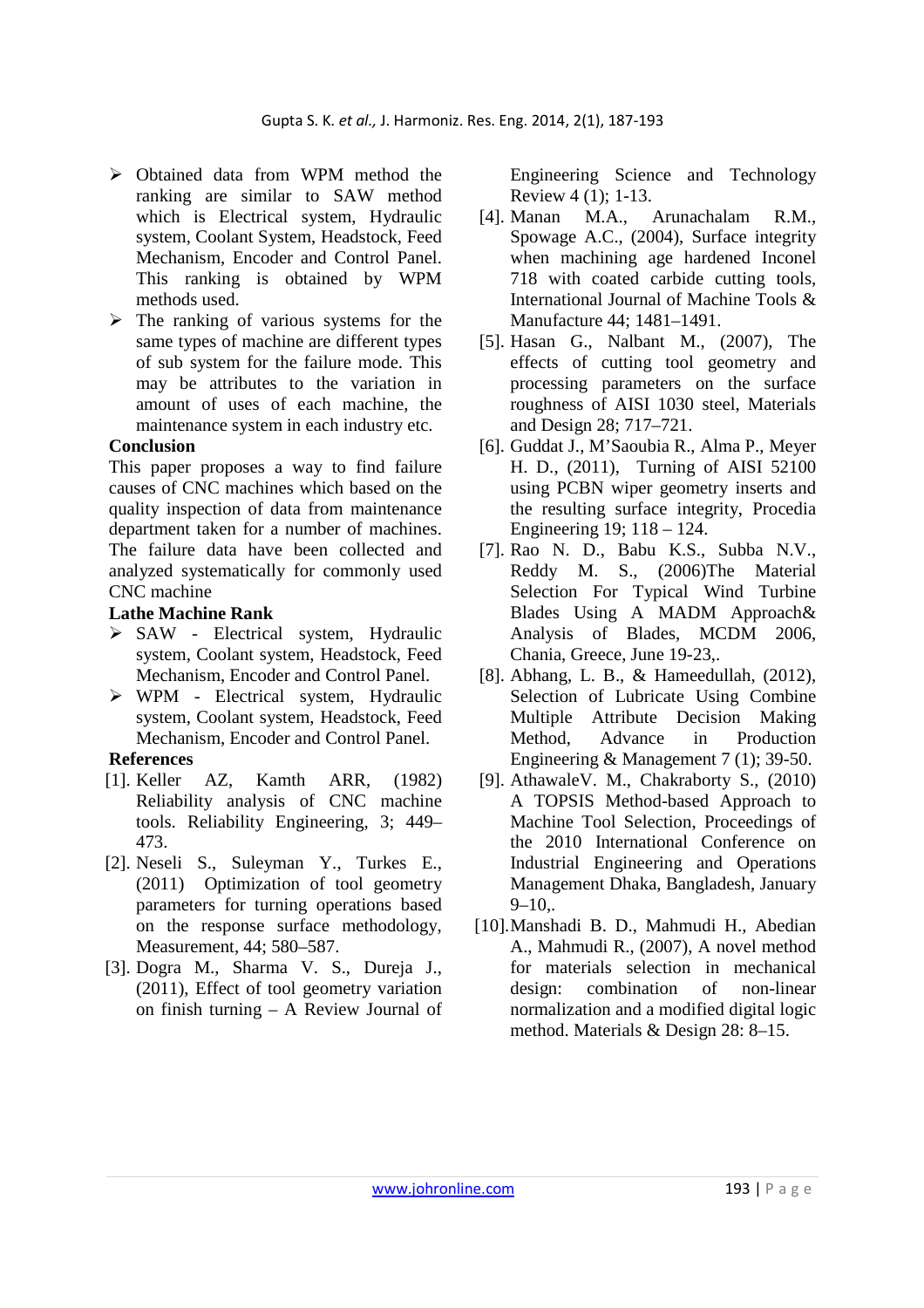- Obtained data from WPM method the ranking are similar to SAW method which is Electrical system, Hydraulic system, Coolant System, Headstock, Feed Mechanism, Encoder and Control Panel. This ranking is obtained by WPM methods used.
- The ranking of various systems for the same types of machine are different types of sub system for the failure mode. This may be attributes to the variation in amount of uses of each machine, the maintenance system in each industry etc.

**Conclusion**

This paper proposes a way to find failure causes of CNC machines which based on the quality inspection of data from maintenance department taken for a number of machines. The failure data have been collected and analyzed systematically for commonly used CNC machine

**Lathe Machine Rank**

- SAW - Electrical system, Hydraulic system, Coolant system, Headstock, Feed Mechanism, Encoder and Control Panel.
- WPM - Electrical system, Hydraulic system, Coolant system, Headstock, Feed Mechanism, Encoder and Control Panel.

**References**

[1]. Keller AZ, Kamth ARR, (1982) Reliability analysis of CNC machine tools. Reliability Engineering, 3; 449–473.

[2]. Neseli S., Suleyman Y., Turkes E., (2011) Optimization of tool geometry parameters for turning operations based on the response surface methodology, Measurement, 44; 580–587.

[3]. Dogra M., Sharma V. S., Dureja J., (2011), Effect of tool geometry variation on finish turning – A Review Journal of Engineering Science and Technology Review 4 (1); 1-13.

[4]. Manan M.A., Arunachalam R.M., Spowage A.C., (2004), Surface integrity when machining age hardened Inconel 718 with coated carbide cutting tools, International Journal of Machine Tools & Manufacture 44; 1481–1491.

[5]. Hasan G., Nalbant M., (2007), The effects of cutting tool geometry and processing parameters on the surface roughness of AISI 1030 steel, Materials and Design 28; 717–721.

[6]. Guddat J., M'Saoubia R., Alma P., Meyer H. D., (2011), Turning of AISI 52100 using PCBN wiper geometry inserts and the resulting surface integrity, Procedia Engineering 19; 118 – 124.

[7]. Rao N. D., Babu K.S., Subba N.V., Reddy M. S., (2006)The Material Selection For Typical Wind Turbine Blades Using A MADM Approach& Analysis of Blades, MCDM 2006, Chania, Greece, June 19-23,.

[8]. Abhang, L. B., & Hameedullah, (2012), Selection of Lubricate Using Combine Multiple Attribute Decision Making Method, Advance in Production Engineering & Management 7 (1); 39-50.

[9]. AthawaleV. M., Chakraborty S., (2010) A TOPSIS Method-based Approach to Machine Tool Selection, Proceedings of the 2010 International Conference on Industrial Engineering and Operations Management Dhaka, Bangladesh, January 9–10,.

[10]. Manshadi B. D., Mahmudi H., Abedian A., Mahmudi R., (2007), A novel method for materials selection in mechanical design: combination of non-linear normalization and a modified digital logic method. Materials & Design 28: 8–15.